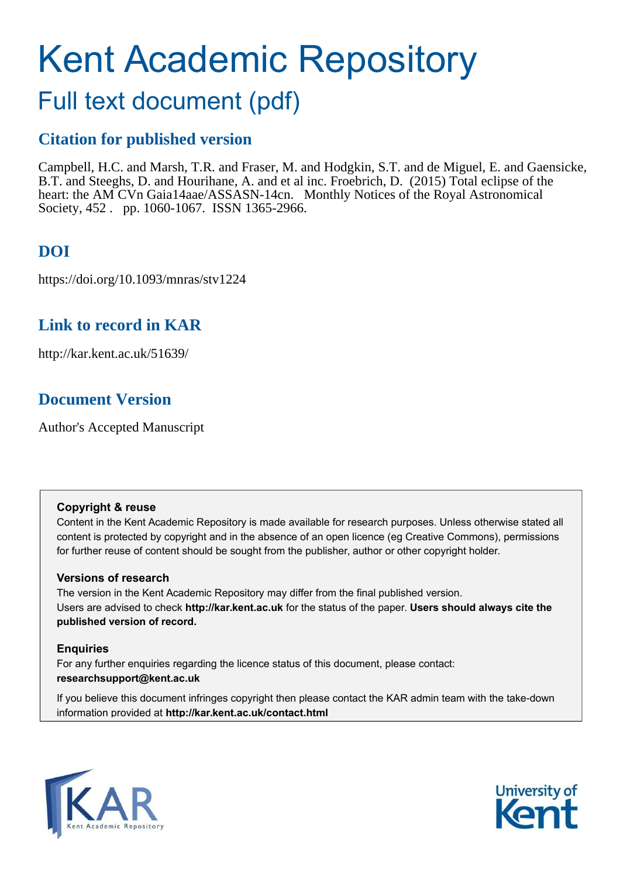# Kent Academic Repository

## Full text document (pdf)

## Citation for published version

Campbell, H.C. and Marsh, T.R. and Fraser, M. and Hodgkin, S.T. and de Miguel, E. and Gaensicke, B.T. and Steeghs, D. and Hourihane, A. and et al inc. Froebrich, D. (2015) Total eclipse of the heart: the AM CVn Gaia14aae/ASSASN-14cn. Monthly Notices of the Royal Astronomical Society, 452 . pp. 1060-1067. ISSN 1365-2966.

## DOI

https://doi.org/10.1093/mnras/stv1224

## Link to record in KAR

http://kar.kent.ac.uk/51639/

## Document Version

Author's Accepted Manuscript

### Copyright & reuse

Content in the Kent Academic Repository is made available for research purposes. Unless otherwise stated all content is protected by copyright and in the absence of an open licence (eg Creative Commons), permissions for further reuse of content should be sought from the publisher, author or other copyright holder.

### Versions of research

The version in the Kent Academic Repository may differ from the final published version. Users are advised to check **http://kar.kent.ac.uk** for the status of the paper. **Users should always cite the published version of record.**

### Enquiries

For any further enquiries regarding the licence status of this document, please contact: **researchsupport@kent.ac.uk**

If you believe this document infringes copyright then please contact the KAR admin team with the take-down information provided at **http://kar.kent.ac.uk/contact.html**

KAR Kent Academic Repository

University of Kent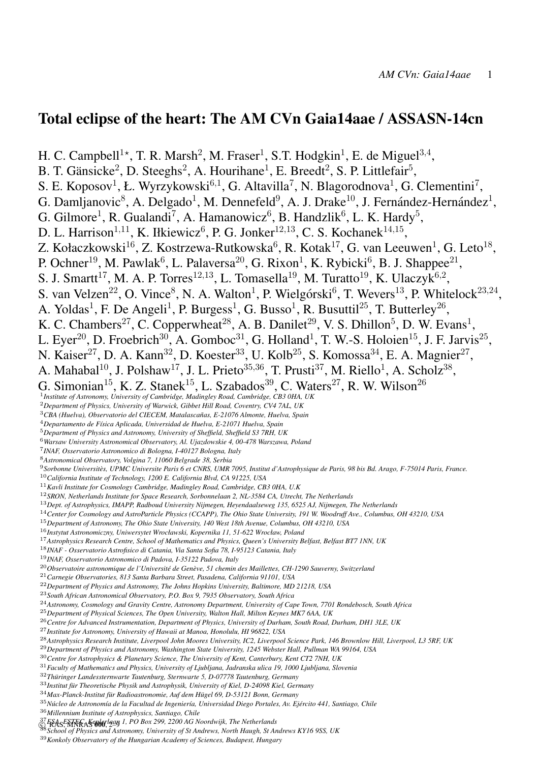# Total eclipse of the heart: The AM CVn Gaia14aae / ASSASN-14cn

H. C. Campbell[1⋆], T. R. Marsh[2], M. Fraser[1], S.T. Hodgkin[1], E. de Miguel[3,4], B. T. Gänsicke[2], D. Steeghs[2], A. Hourihane[1], E. Breedt[2], S. P. Littlefair[5], S. E. Koposov[1], Ł. Wyrzykowski[6,1], G. Altavilla[7], N. Blagorodnova[1], G. Clementini[7], G. Damljanovic[8], A. Delgado[1], M. Dennefeld[9], A. J. Drake[10], J. Fernández-Hernández[1], G. Gilmore[1], R. Gualandi[7], A. Hamanowicz[6], B. Handzlik[6], L. K. Hardy[5], D. L. Harrison[1,11], K. Iłkiewicz[6], P. G. Jonker[12,13], C. S. Kochanek[14,15], Z. Kołaczkowski[16], Z. Kostrzewa-Rutkowska[6], R. Kotak[17], G. van Leeuwen[1], G. Leto[18], P. Ochner[19], M. Pawlak[6], L. Palaversa[20], G. Rixon[1], K. Rybicki[6], B. J. Shappee[21], S. J. Smartt[17], M. A. P. Torres[12,13], L. Tomasella[19], M. Turatto[19], K. Ulaczyk[6,2], S. van Velzen[22], O. Vince[8], N. A. Walton[1], P. Wielgórski[6], T. Wevers[13], P. Whitelock[23,24], A. Yoldas[1], F. De Angeli[1], P. Burgess[1], G. Busso[1], R. Busuttil[25], T. Butterley[26], K. C. Chambers[27], C. Copperwheat[28], A. B. Danilet[29], V. S. Dhillon[5], D. W. Evans[1], L. Eyer[20], D. Froebrich[30], A. Gomboc[31], G. Holland[1], T. W.-S. Holoien[15], J. F. Jarvis[25], N. Kaiser[27], D. A. Kann[32], D. Koester[33], U. Kolb[25], S. Komossa[34], E. A. Magnier[27], A. Mahabal[10], J. Polshaw[17], J. L. Prieto[35,36], T. Prusti[37], M. Riello[1], A. Scholz[38], G. Simonian[15], K. Z. Stanek[15], L. Szabados[39], C. Waters[27], R. W. Wilson[26]

[1] *Institute of Astronomy, University of Cambridge, Madingley Road, Cambridge, CB3 0HA, UK*
[2] *Department of Physics, University of Warwick, Gibbet Hill Road, Coventry, CV4 7AL, UK*
[3] *CBA (Huelva), Observatorio del CIECEM, Matalascañas, E-21076 Almonte, Huelva, Spain*
[4] *Departamento de Física Aplicada, Universidad de Huelva, E-21071 Huelva, Spain*
[5] *Department of Physics and Astronomy, University of Sheffield, Sheffield S3 7RH, UK*
[6] *Warsaw University Astronomical Observatory, Al. Ujazdowskie 4, 00-478 Warszawa, Poland*
[7] *INAF, Osservatorio Astronomico di Bologna, I-40127 Bologna, Italy*
[8] *Astronomical Observatory, Volgina 7, 11060 Belgrade 38, Serbia*
[9] *Sorbonne Universitès, UPMC Universite Paris 6 et CNRS, UMR 7095, Institut d'Astrophysique de Paris, 98 bis Bd. Arago, F-75014 Paris, France.*
[10] *California Institute of Technology, 1200 E. California Blvd, CA 91225, USA*
[11] *Kavli Institute for Cosmology Cambridge, Madingley Road, Cambridge, CB3 0HA, U.K*
[12] *SRON, Netherlands Institute for Space Research, Sorbonnelaan 2, NL-3584 CA, Utrecht, The Netherlands*
[13] *Dept. of Astrophysics, IMAPP, Radboud University Nijmegen, Heyendaalseweg 135, 6525 AJ, Nijmegen, The Netherlands*
[14] *Center for Cosmology and AstroParticle Physics (CCAPP), The Ohio State University, 191 W. Woodruff Ave., Columbus, OH 43210, USA*
[15] *Department of Astronomy, The Ohio State University, 140 West 18th Avenue, Columbus, OH 43210, USA*
[16] *Instytut Astronomiczny, Uniwersytet Wrocławski, Kopernika 11, 51-622 Wrocław, Poland*
[17] *Astrophysics Research Centre, School of Mathematics and Physics, Queen's University Belfast, Belfast BT7 1NN, UK*
[18] *INAF - Osservatorio Astrofisico di Catania, Via Santa Sofia 78, I-95123 Catania, Italy*
[19] *INAF, Osservatorio Astronomico di Padova, I-35122 Padova, Italy*
[20] *Observatoire astronomique de l'Université de Genève, 51 chemin des Maillettes, CH-1290 Sauverny, Switzerland*
[21] *Carnegie Observatories, 813 Santa Barbara Street, Pasadena, California 91101, USA*
[22] *Department of Physics and Astronomy, The Johns Hopkins University, Baltimore, MD 21218, USA*
[23] *South African Astronomical Observatory, P.O. Box 9, 7935 Observatory, South Africa*
[24] *Astronomy, Cosmology and Gravity Centre, Astronomy Department, University of Cape Town, 7701 Rondebosch, South Africa*
[25] *Department of Physical Sciences, The Open University, Walton Hall, Milton Keynes MK7 6AA, UK*
[26] *Centre for Advanced Instrumentation, Department of Physics, University of Durham, South Road, Durham, DH1 3LE, UK*
[27] *Institute for Astronomy, University of Hawaii at Manoa, Honolulu, HI 96822, USA*
[28] *Astrophysics Research Institute, Liverpool John Moores University, IC2, Liverpool Science Park, 146 Brownlow Hill, Liverpool, L3 5RF, UK*
[29] *Department of Physics and Astronomy, Washington State University, 1245 Webster Hall, Pullman WA 99164, USA*
[30] *Centre for Astrophysics & Planetary Science, The University of Kent, Canterbury, Kent CT2 7NH, UK*
[31] *Faculty of Mathematics and Physics, University of Ljubljana, Jadranska ulica 19, 1000 Ljubljana, Slovenia*
[32] *Thüringer Landessternwarte Tautenburg, Sternwarte 5, D-07778 Tautenburg, Germany*
[33] *Institut für Theoretische Physik und Astrophysik, University of Kiel, D-24098 Kiel, Germany*
[34] *Max-Planck-Institut für Radioastronomie, Auf dem Hügel 69, D-53121 Bonn, Germany*
[35] *Núcleo de Astronomía de la Facultad de Ingeniería, Universidad Diego Portales, Av. Ejército 441, Santiago, Chile*
[36] *Millennium Institute of Astrophysics, Santiago, Chile*
[37] *ESA, ESTEC, Keplerlaan 1, PO Box 299, 2200 AG Noordwijk, The Netherlands*
[38] *School of Physics and Astronomy, University of St Andrews, North Haugh, St Andrews KY16 9SS, UK*
[39] *Konkoly Observatory of the Hungarian Academy of Sciences, Budapest, Hungary*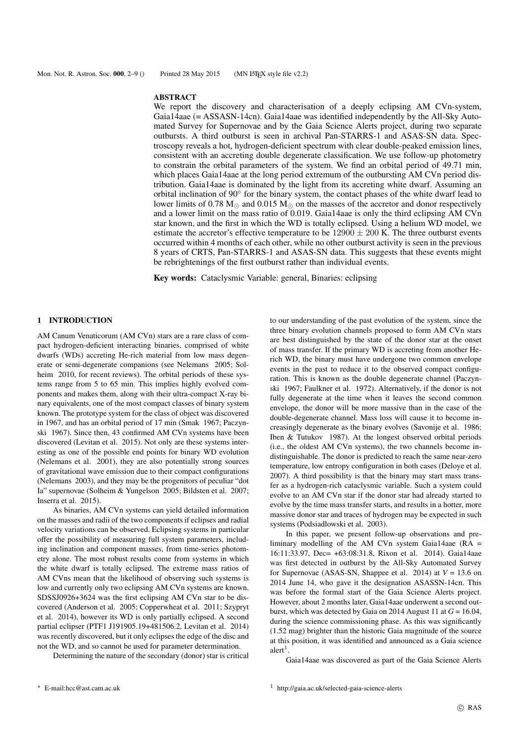## ABSTRACT

We report the discovery and characterisation of a deeply eclipsing AM CVn-system, Gaia14aae (= ASSASN-14cn). Gaia14aae was identified independently by the All-Sky Automated Survey for Supernovae and by the Gaia Science Alerts project, during two separate outbursts. A third outburst is seen in archival Pan-STARRS-1 and ASAS-SN data. Spectroscopy reveals a hot, hydrogen-deficient spectrum with clear double-peaked emission lines, consistent with an accreting double degenerate classification. We use follow-up photometry to constrain the orbital parameters of the system. We find an orbital period of 49.71 min, which places Gaia14aae at the long period extremum of the outbursting AM CVn period distribution. Gaia14aae is dominated by the light from its accreting white dwarf. Assuming an orbital inclination of 90° for the binary system, the contact phases of the white dwarf lead to lower limits of 0.78 $M_{\odot}$ and 0.015 $M_{\odot}$ on the masses of the accretor and donor respectively and a lower limit on the mass ratio of 0.019. Gaia14aae is only the third eclipsing AM CVn star known, and the first in which the WD is totally eclipsed. Using a helium WD model, we estimate the accretor's effective temperature to be $12900 \pm 200$ K. The three outburst events occurred within 4 months of each other, while no other outburst activity is seen in the previous 8 years of CRTS, Pan-STARRS-1 and ASAS-SN data. This suggests that these events might be rebrightenings of the first outburst rather than individual events.

**Key words:** Cataclysmic Variable: general, Binaries: eclipsing

## 1 INTRODUCTION

AM Canum Venaticorum (AM CVn) stars are a rare class of compact hydrogen-deficient interacting binaries, comprised of white dwarfs (WDs) accreting He-rich material from low mass degenerate or semi-degenerate companions (see Nelemans 2005; Solheim 2010, for recent reviews). The orbital periods of these systems range from 5 to 65 min. This implies highly evolved components and makes them, along with their ultra-compact X-ray binary equivalents, one of the most compact classes of binary system known. The prototype system for the class of object was discovered in 1967, and has an orbital period of 17 min (Smak 1967; Paczynski 1967). Since then, 43 confirmed AM CVn systems have been discovered (Levitan et al. 2015). Not only are these systems interesting as one of the possible end points for binary WD evolution (Nelemans et al. 2001), they are also potentially strong sources of gravitational wave emission due to their compact configurations (Nelemans 2003), and they may be the progenitors of peculiar "dot Ia" supernovae (Solheim & Yungelson 2005; Bildsten et al. 2007; Inserra et al. 2015).

As binaries, AM CVn systems can yield detailed information on the masses and radii of the two components if eclipses and radial velocity variations can be observed. Eclipsing systems in particular offer the possibility of measuring full system parameters, including inclination and component masses, from time-series photometry alone. The most robust results come from systems in which the white dwarf is totally eclipsed. The extreme mass ratios of AM CVns mean that the likelihood of observing such systems is low and currently only two eclipsing AM CVn systems are known. SDSSJ0926+3624 was the first eclipsing AM CVn star to be discovered (Anderson et al. 2005; Copperwheat et al. 2011; Szypryt et al. 2014), however its WD is only partially eclipsed. A second partial eclipser (PTF1 J191905.19+481506.2, Levitan et al. 2014) was recently discovered, but it only eclipses the edge of the disc and not the WD, and so cannot be used for parameter determination.

Determining the nature of the secondary (donor) star is critical to our understanding of the past evolution of the system, since the three binary evolution channels proposed to form AM CVn stars are best distinguished by the state of the donor star at the onset of mass transfer. If the primary WD is accreting from another He-rich WD, the binary must have undergone two common envelope events in the past to reduce it to the observed compact configuration. This is known as the double degenerate channel (Paczynski 1967; Faulkner et al. 1972). Alternatively, if the donor is not fully degenerate at the time when it leaves the second common envelope, the donor will be more massive than in the case of the double-degenerate channel. Mass loss will cause it to become increasingly degenerate as the binary evolves (Savonije et al. 1986; Iben & Tutukov 1987). At the longest observed orbital periods (i.e., the oldest AM CVn systems), the two channels become indistinguishable. The donor is predicted to reach the same near-zero temperature, low entropy configuration in both cases (Deloye et al. 2007). A third possibility is that the binary may start mass transfer as a hydrogen-rich cataclysmic variable. Such a system could evolve to an AM CVn star if the donor star had already started to evolve by the time mass transfer starts, and results in a hotter, more massive donor star and traces of hydrogen may be expected in such systems (Podsiadlowski et al. 2003).

In this paper, we present follow-up observations and preliminary modelling of the AM CVn system Gaia14aae (RA = 16:11:33.97, Dec= +63:08:31.8, Rixon et al. 2014). Gaia14aae was first detected in outburst by the All-Sky Automated Survey for Supernovae (ASAS-SN, Shappee et al. 2014) at $V = 13.6$ on 2014 June 14, who gave it the designation ASASSN-14cn. This was before the formal start of the Gaia Science Alerts project. However, about 2 months later, Gaia14aae underwent a second outburst, which was detected by Gaia on 2014 August 11 at $G = 16.04$, during the science commissioning phase. As this was significantly (1.52 mag) brighter than the historic Gaia magnitude of the source at this position, it was identified and announced as a Gaia science alert[1].

Gaia14aae was discovered as part of the Gaia Science Alerts

* E-mail:hcc@ast.cam.ac.uk

[1] http://gaia.ac.uk/selected-gaia-science-alerts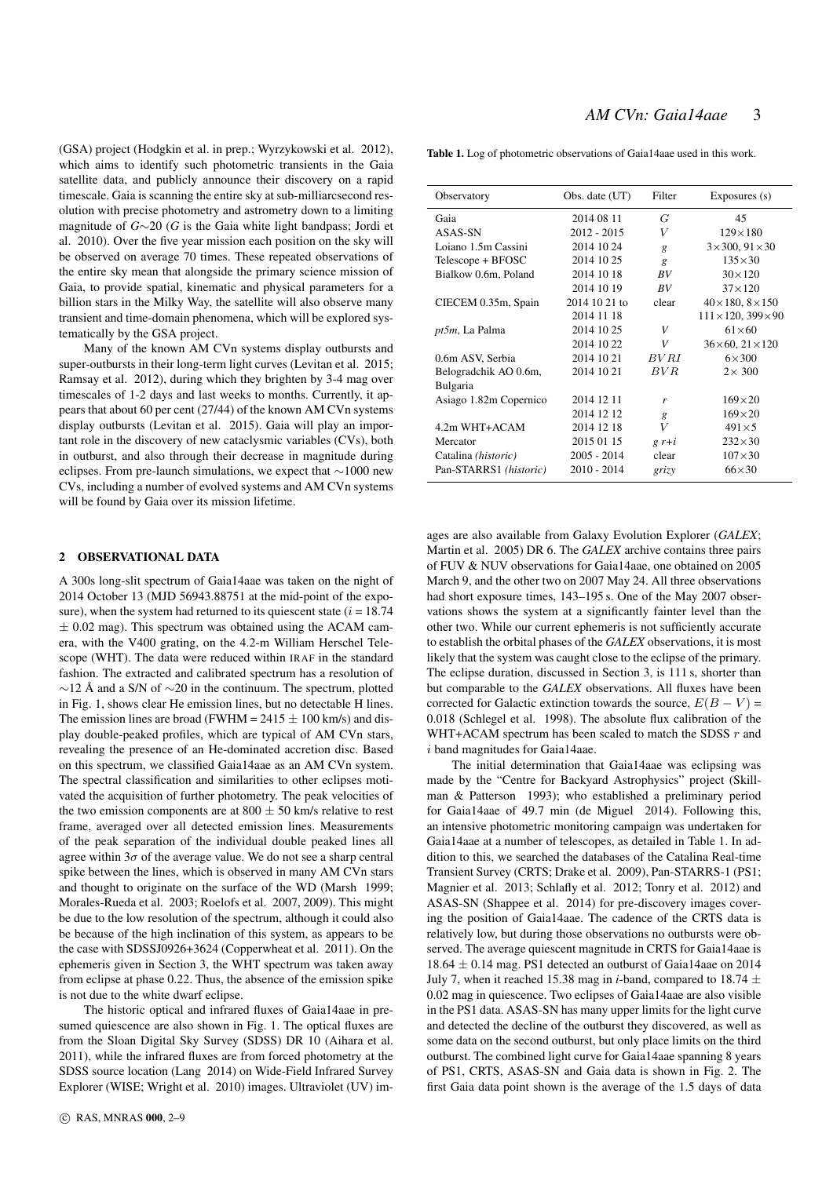(GSA) project (Hodgkin et al. in prep.; Wyrzykowski et al. 2012), which aims to identify such photometric transients in the Gaia satellite data, and publicly announce their discovery on a rapid timescale. Gaia is scanning the entire sky at sub-milliarcsecond resolution with precise photometry and astrometry down to a limiting magnitude of $G\sim20$ ($G$ is the Gaia white light bandpass; Jordi et al. 2010). Over the five year mission each position on the sky will be observed on average 70 times. These repeated observations of the entire sky mean that alongside the primary science mission of Gaia, to provide spatial, kinematic and physical parameters for a billion stars in the Milky Way, the satellite will also observe many transient and time-domain phenomena, which will be explored systematically by the GSA project.

Many of the known AM CVn systems display outbursts and super-outbursts in their long-term light curves (Levitan et al. 2015; Ramsay et al. 2012), during which they brighten by 3-4 mag over timescales of 1-2 days and last weeks to months. Currently, it appears that about 60 per cent (27/44) of the known AM CVn systems display outbursts (Levitan et al. 2015). Gaia will play an important role in the discovery of new cataclysmic variables (CVs), both in outburst, and also through their decrease in magnitude during eclipses. From pre-launch simulations, we expect that $\sim$1000 new CVs, including a number of evolved systems and AM CVn systems will be found by Gaia over its mission lifetime.

## 2 OBSERVATIONAL DATA

A 300s long-slit spectrum of Gaia14aae was taken on the night of 2014 October 13 (MJD 56943.88751 at the mid-point of the exposure), when the system had returned to its quiescent state ($i$ = 18.74 $\pm$ 0.02 mag). This spectrum was obtained using the ACAM camera, with the V400 grating, on the 4.2-m William Herschel Telescope (WHT). The data were reduced within IRAF in the standard fashion. The extracted and calibrated spectrum has a resolution of $\sim$12 Å and a S/N of $\sim$20 in the continuum. The spectrum, plotted in Fig. 1, shows clear He emission lines, but no detectable H lines. The emission lines are broad (FWHM = 2415 $\pm$ 100 km/s) and display double-peaked profiles, which are typical of AM CVn stars, revealing the presence of an He-dominated accretion disc. Based on this spectrum, we classified Gaia14aae as an AM CVn system. The spectral classification and similarities to other eclipses motivated the acquisition of further photometry. The peak velocities of the two emission components are at 800 $\pm$ 50 km/s relative to rest frame, averaged over all detected emission lines. Measurements of the peak separation of the individual double peaked lines all agree within 3$\sigma$ of the average value. We do not see a sharp central spike between the lines, which is observed in many AM CVn stars and thought to originate on the surface of the WD (Marsh 1999; Morales-Rueda et al. 2003; Roelofs et al. 2007, 2009). This might be due to the low resolution of the spectrum, although it could also be because of the high inclination of this system, as appears to be the case with SDSSJ0926+3624 (Copperwheat et al. 2011). On the ephemeris given in Section 3, the WHT spectrum was taken away from eclipse at phase 0.22. Thus, the absence of the emission spike is not due to the white dwarf eclipse.

The historic optical and infrared fluxes of Gaia14aae in presumed quiescence are also shown in Fig. 1. The optical fluxes are from the Sloan Digital Sky Survey (SDSS) DR 10 (Aihara et al. 2011), while the infrared fluxes are from forced photometry at the SDSS source location (Lang 2014) on Wide-Field Infrared Survey Explorer (WISE; Wright et al. 2010) images. Ultraviolet (UV) images are also available from Galaxy Evolution Explorer (*GALEX*; Martin et al. 2005) DR 6. The *GALEX* archive contains three pairs of FUV & NUV observations for Gaia14aae, one obtained on 2005 March 9, and the other two on 2007 May 24. All three observations had short exposure times, 143–195 s. One of the May 2007 observations shows the system at a significantly fainter level than the other two. While our current ephemeris is not sufficiently accurate to establish the orbital phases of the *GALEX* observations, it is most likely that the system was caught close to the eclipse of the primary. The eclipse duration, discussed in Section 3, is 111 s, shorter than but comparable to the *GALEX* observations. All fluxes have been corrected for Galactic extinction towards the source, $E(B-V)$ = 0.018 (Schlegel et al. 1998). The absolute flux calibration of the WHT+ACAM spectrum has been scaled to match the SDSS $r$ and $i$ band magnitudes for Gaia14aae.

**Table 1.** Log of photometric observations of Gaia14aae used in this work.

| Observatory | Obs. date (UT) | Filter | Exposures (s) |
|---|---|---|---|
| Gaia | 2014 08 11 | $G$ | 45 |
| ASAS-SN | 2012 - 2015 | $V$ | 129×180 |
| Loiano 1.5m Cassini | 2014 10 24 | $g$ | 3×300, 91×30 |
| Telescope + BFOSC | 2014 10 25 | $g$ | 135×30 |
| Bialkow 0.6m, Poland | 2014 10 18 | $BV$ | 30×120 |
| | 2014 10 19 | $BV$ | 37×120 |
| CIECEM 0.35m, Spain | 2014 10 21 to | clear | 40×180, 8×150 |
| | 2014 11 18 | | 111×120, 399×90 |
| *pt5m*, La Palma | 2014 10 25 | $V$ | 61×60 |
| | 2014 10 22 | $V$ | 36×60, 21×120 |
| 0.6m ASV, Serbia | 2014 10 21 | $BVRI$ | 6×300 |
| Belogradchik AO 0.6m, Bulgaria | 2014 10 21 | $BVR$ | 2× 300 |
| Asiago 1.82m Copernico | 2014 12 11 | $r$ | 169×20 |
| | 2014 12 12 | $g$ | 169×20 |
| 4.2m WHT+ACAM | 2014 12 18 | $V$ | 491×5 |
| Mercator | 2015 01 15 | $g$ $r$+$i$ | 232×30 |
| Catalina *(historic)* | 2005 - 2014 | clear | 107×30 |
| Pan-STARRS1 *(historic)* | 2010 - 2014 | $grizy$ | 66×30 |

The initial determination that Gaia14aae was eclipsing was made by the "Centre for Backyard Astrophysics" project (Skillman & Patterson 1993); who established a preliminary period for Gaia14aae of 49.7 min (de Miguel 2014). Following this, an intensive photometric monitoring campaign was undertaken for Gaia14aae at a number of telescopes, as detailed in Table 1. In addition to this, we searched the databases of the Catalina Real-time Transient Survey (CRTS; Drake et al. 2009), Pan-STARRS-1 (PS1; Magnier et al. 2013; Schlafly et al. 2012; Tonry et al. 2012) and ASAS-SN (Shappee et al. 2014) for pre-discovery images covering the position of Gaia14aae. The cadence of the CRTS data is relatively low, but during those observations no outbursts were observed. The average quiescent magnitude in CRTS for Gaia14aae is 18.64 $\pm$ 0.14 mag. PS1 detected an outburst of Gaia14aae on 2014 July 7, when it reached 15.38 mag in $i$-band, compared to 18.74 $\pm$ 0.02 mag in quiescence. Two eclipses of Gaia14aae are also visible in the PS1 data. ASAS-SN has many upper limits for the light curve and detected the decline of the outburst they discovered, as well as some data on the second outburst, but only place limits on the third outburst. The combined light curve for Gaia14aae spanning 8 years of PS1, CRTS, ASAS-SN and Gaia data is shown in Fig. 2. The first Gaia data point shown is the average of the 1.5 days of data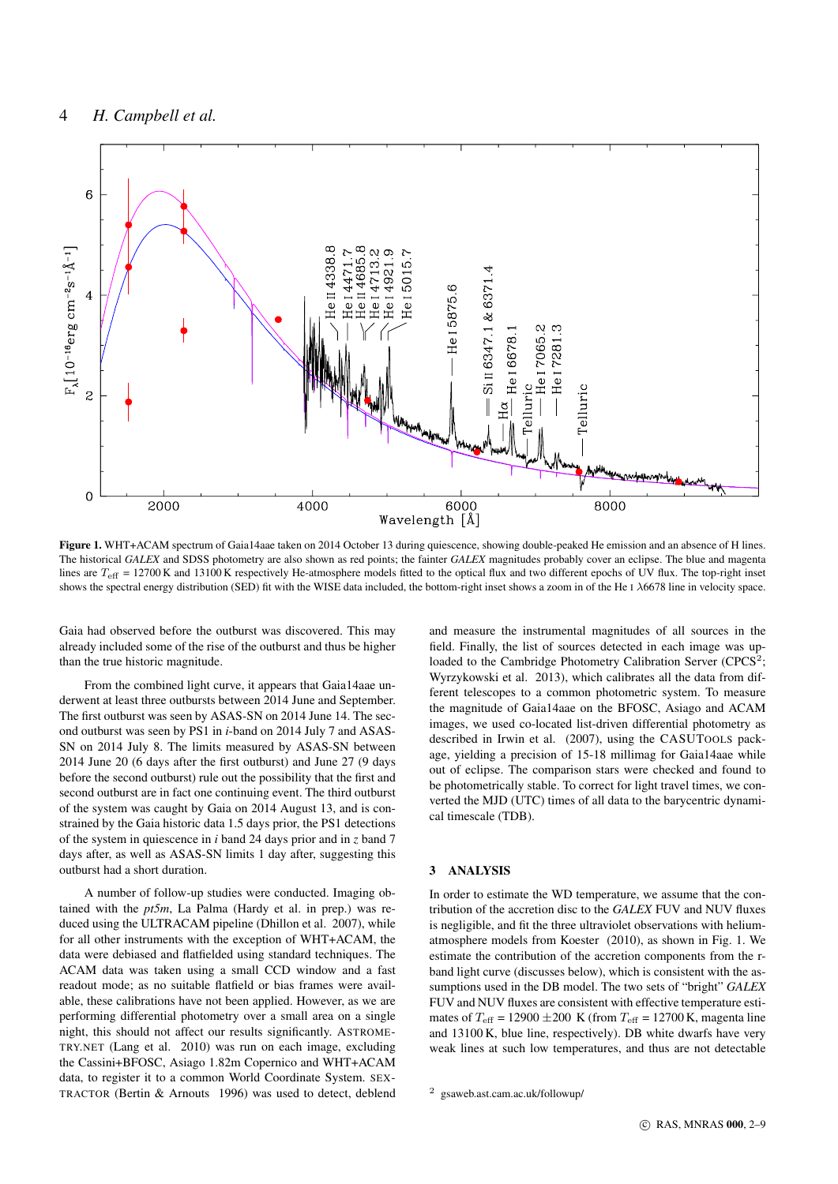**Figure 1.** WHT+ACAM spectrum of Gaia14aae taken on 2014 October 13 during quiescence, showing double-peaked He emission and an absence of H lines. The historical *GALEX* and SDSS photometry are also shown as red points; the fainter *GALEX* magnitudes probably cover an eclipse. The blue and magenta lines are $T_{\rm eff}$ = 12700 K and 13100 K respectively He-atmosphere models fitted to the optical flux and two different epochs of UV flux. The top-right inset shows the spectral energy distribution (SED) fit with the WISE data included, the bottom-right inset shows a zoom in of the He I λ6678 line in velocity space.

Gaia had observed before the outburst was discovered. This may already included some of the rise of the outburst and thus be higher than the true historic magnitude.

From the combined light curve, it appears that Gaia14aae underwent at least three outbursts between 2014 June and September. The first outburst was seen by ASAS-SN on 2014 June 14. The second outburst was seen by PS1 in *i*-band on 2014 July 7 and ASAS-SN on 2014 July 8. The limits measured by ASAS-SN between 2014 June 20 (6 days after the first outburst) and June 27 (9 days before the second outburst) rule out the possibility that the first and second outburst are in fact one continuing event. The third outburst of the system was caught by Gaia on 2014 August 13, and is constrained by the Gaia historic data 1.5 days prior, the PS1 detections of the system in quiescence in *i* band 24 days prior and in *z* band 7 days after, as well as ASAS-SN limits 1 day after, suggesting this outburst had a short duration.

A number of follow-up studies were conducted. Imaging obtained with the *pt5m*, La Palma (Hardy et al. in prep.) was reduced using the ULTRACAM pipeline (Dhillon et al. 2007), while for all other instruments with the exception of WHT+ACAM, the data were debiased and flatfielded using standard techniques. The ACAM data was taken using a small CCD window and a fast readout mode; as no suitable flatfield or bias frames were available, these calibrations have not been applied. However, as we are performing differential photometry over a small area on a single night, this should not affect our results significantly. ASTROMETRY.NET (Lang et al. 2010) was run on each image, excluding the Cassini+BFOSC, Asiago 1.82m Copernico and WHT+ACAM data, to register it to a common World Coordinate System. SEXTRACTOR (Bertin & Arnouts 1996) was used to detect, deblend and measure the instrumental magnitudes of all sources in the field. Finally, the list of sources detected in each image was uploaded to the Cambridge Photometry Calibration Server (CPCS[2]; Wyrzykowski et al. 2013), which calibrates all the data from different telescopes to a common photometric system. To measure the magnitude of Gaia14aae on the BFOSC, Asiago and ACAM images, we used co-located list-driven differential photometry as described in Irwin et al. (2007), using the CASUTOOLS package, yielding a precision of 15-18 millimag for Gaia14aae while out of eclipse. The comparison stars were checked and found to be photometrically stable. To correct for light travel times, we converted the MJD (UTC) times of all data to the barycentric dynamical timescale (TDB).

## 3 ANALYSIS

In order to estimate the WD temperature, we assume that the contribution of the accretion disc to the *GALEX* FUV and NUV fluxes is negligible, and fit the three ultraviolet observations with helium-atmosphere models from Koester (2010), as shown in Fig. 1. We estimate the contribution of the accretion components from the r-band light curve (discusses below), which is consistent with the assumptions used in the DB model. The two sets of "bright" *GALEX* FUV and NUV fluxes are consistent with effective temperature estimates of $T_{\rm eff}$ = 12900 ±200 K (from $T_{\rm eff}$ = 12700 K, magenta line and 13100 K, blue line, respectively). DB white dwarfs have very weak lines at such low temperatures, and thus are not detectable

[2] gsaweb.ast.cam.ac.uk/followup/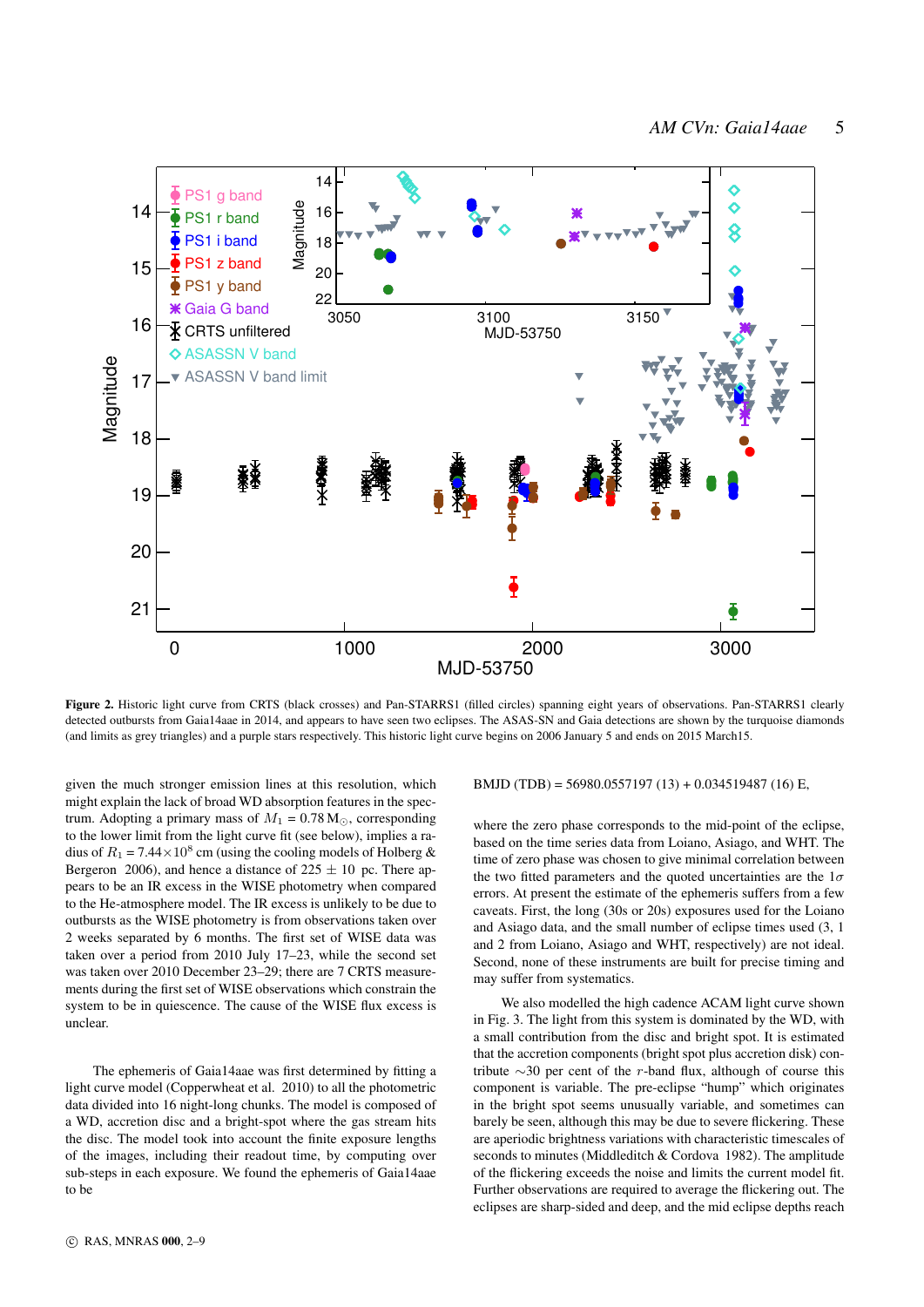**Figure 2.** Historic light curve from CRTS (black crosses) and Pan-STARRS1 (filled circles) spanning eight years of observations. Pan-STARRS1 clearly detected outbursts from Gaia14aae in 2014, and appears to have seen two eclipses. The ASAS-SN and Gaia detections are shown by the turquoise diamonds (and limits as grey triangles) and a purple stars respectively. This historic light curve begins on 2006 January 5 and ends on 2015 March15.

given the much stronger emission lines at this resolution, which might explain the lack of broad WD absorption features in the spectrum. Adopting a primary mass of $M_1 = 0.78\,\mathrm{M}_\odot$, corresponding to the lower limit from the light curve fit (see below), implies a radius of $R_1 = 7.44\times10^8$ cm (using the cooling models of Holberg & Bergeron 2006), and hence a distance of $225 \pm 10$ pc. There appears to be an IR excess in the WISE photometry when compared to the He-atmosphere model. The IR excess is unlikely to be due to outbursts as the WISE photometry is from observations taken over 2 weeks separated by 6 months. The first set of WISE data was taken over a period from 2010 July 17–23, while the second set was taken over 2010 December 23–29; there are 7 CRTS measurements during the first set of WISE observations which constrain the system to be in quiescence. The cause of the WISE flux excess is unclear.

The ephemeris of Gaia14aae was first determined by fitting a light curve model (Copperwheat et al. 2010) to all the photometric data divided into 16 night-long chunks. The model is composed of a WD, accretion disc and a bright-spot where the gas stream hits the disc. The model took into account the finite exposure lengths of the images, including their readout time, by computing over sub-steps in each exposure. We found the ephemeris of Gaia14aae to be

$$\mathrm{BMJD\ (TDB)} = 56980.0557197\ (13) + 0.034519487\ (16)\ E,$$

where the zero phase corresponds to the mid-point of the eclipse, based on the time series data from Loiano, Asiago, and WHT. The time of zero phase was chosen to give minimal correlation between the two fitted parameters and the quoted uncertainties are the $1\sigma$ errors. At present the estimate of the ephemeris suffers from a few caveats. First, the long (30s or 20s) exposures used for the Loiano and Asiago data, and the small number of eclipse times used (3, 1 and 2 from Loiano, Asiago and WHT, respectively) are not ideal. Second, none of these instruments are built for precise timing and may suffer from systematics.

We also modelled the high cadence ACAM light curve shown in Fig. 3. The light from this system is dominated by the WD, with a small contribution from the disc and bright spot. It is estimated that the accretion components (bright spot plus accretion disk) contribute $\sim$30 per cent of the $r$-band flux, although of course this component is variable. The pre-eclipse "hump" which originates in the bright spot seems unusually variable, and sometimes can barely be seen, although this may be due to severe flickering. These are aperiodic brightness variations with characteristic timescales of seconds to minutes (Middleditch & Cordova 1982). The amplitude of the flickering exceeds the noise and limits the current model fit. Further observations are required to average the flickering out. The eclipses are sharp-sided and deep, and the mid eclipse depths reach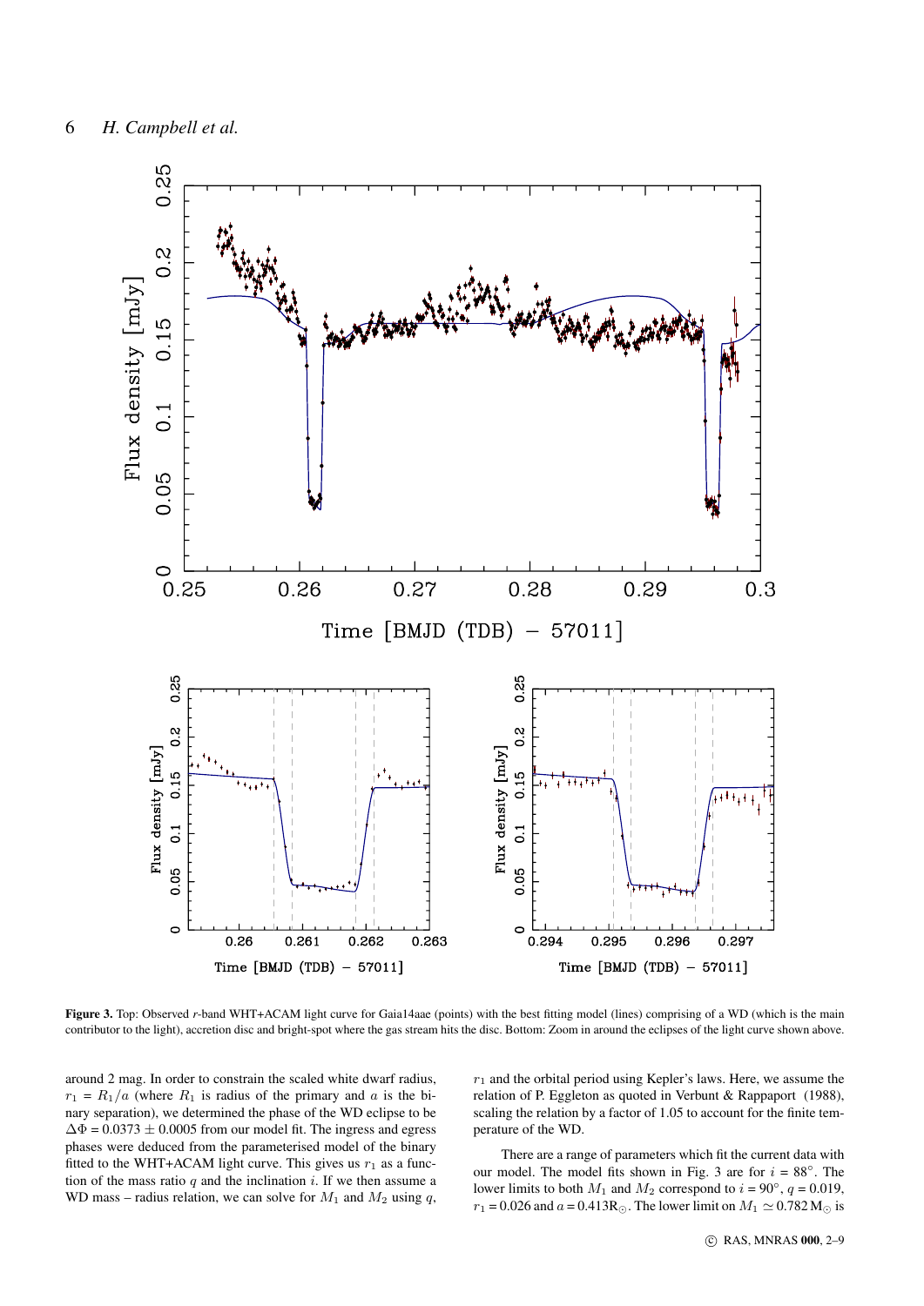**Figure 3.** Top: Observed $r$-band WHT+ACAM light curve for Gaia14aae (points) with the best fitting model (lines) comprising of a WD (which is the main contributor to the light), accretion disc and bright-spot where the gas stream hits the disc. Bottom: Zoom in around the eclipses of the light curve shown above.

around 2 mag. In order to constrain the scaled white dwarf radius, $r_1 = R_1/a$ (where $R_1$ is radius of the primary and $a$ is the binary separation), we determined the phase of the WD eclipse to be $\Delta\Phi = 0.0373 \pm 0.0005$ from our model fit. The ingress and egress phases were deduced from the parameterised model of the binary fitted to the WHT+ACAM light curve. This gives us $r_1$ as a function of the mass ratio $q$ and the inclination $i$. If we then assume a WD mass – radius relation, we can solve for $M_1$ and $M_2$ using $q$, $r_1$ and the orbital period using Kepler's laws. Here, we assume the relation of P. Eggleton as quoted in Verbunt & Rappaport (1988), scaling the relation by a factor of 1.05 to account for the finite temperature of the WD.

There are a range of parameters which fit the current data with our model. The model fits shown in Fig. 3 are for $i = 88^{\circ}$. The lower limits to both $M_1$ and $M_2$ correspond to $i = 90^{\circ}$, $q = 0.019$, $r_1 = 0.026$ and $a = 0.413\mathrm{R}_{\odot}$. The lower limit on $M_1 \simeq 0.782\,\mathrm{M}_{\odot}$ is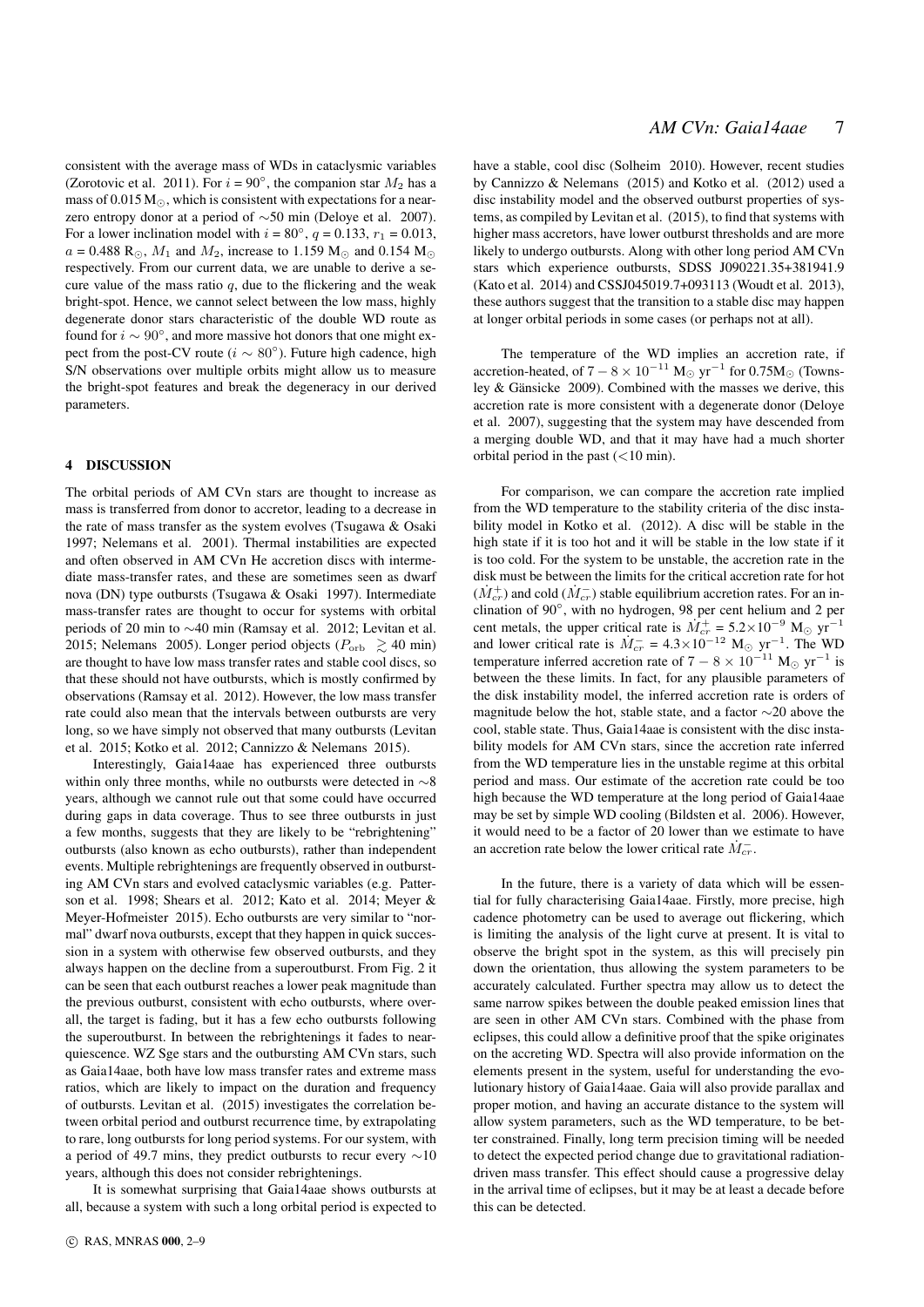consistent with the average mass of WDs in cataclysmic variables (Zorotovic et al. 2011). For $i = 90^{\circ}$, the companion star $M_2$ has a mass of 0.015 $M_{\odot}$, which is consistent with expectations for a near-zero entropy donor at a period of ∼50 min (Deloye et al. 2007). For a lower inclination model with $i = 80^{\circ}$, $q = 0.133$, $r_1 = 0.013$, $a = 0.488$ $R_{\odot}$, $M_1$ and $M_2$, increase to 1.159 $M_{\odot}$ and 0.154 $M_{\odot}$ respectively. From our current data, we are unable to derive a secure value of the mass ratio $q$, due to the flickering and the weak bright-spot. Hence, we cannot select between the low mass, highly degenerate donor stars characteristic of the double WD route as found for $i \sim 90^{\circ}$, and more massive hot donors that one might expect from the post-CV route ($i \sim 80^{\circ}$). Future high cadence, high S/N observations over multiple orbits might allow us to measure the bright-spot features and break the degeneracy in our derived parameters.

## 4 DISCUSSION

The orbital periods of AM CVn stars are thought to increase as mass is transferred from donor to accretor, leading to a decrease in the rate of mass transfer as the system evolves (Tsugawa & Osaki 1997; Nelemans et al. 2001). Thermal instabilities are expected and often observed in AM CVn He accretion discs with intermediate mass-transfer rates, and these are sometimes seen as dwarf nova (DN) type outbursts (Tsugawa & Osaki 1997). Intermediate mass-transfer rates are thought to occur for systems with orbital periods of 20 min to ∼40 min (Ramsay et al. 2012; Levitan et al. 2015; Nelemans 2005). Longer period objects ($P_{\rm orb} \gtrsim 40$ min) are thought to have low mass transfer rates and stable cool discs, so that these should not have outbursts, which is mostly confirmed by observations (Ramsay et al. 2012). However, the low mass transfer rate could also mean that the intervals between outbursts are very long, so we have simply not observed that many outbursts (Levitan et al. 2015; Kotko et al. 2012; Cannizzo & Nelemans 2015).

Interestingly, Gaia14aae has experienced three outbursts within only three months, while no outbursts were detected in ∼8 years, although we cannot rule out that some could have occurred during gaps in data coverage. Thus to see three outbursts in just a few months, suggests that they are likely to be "rebrightening" outbursts (also known as echo outbursts), rather than independent events. Multiple rebrightenings are frequently observed in outbursting AM CVn stars and evolved cataclysmic variables (e.g. Patterson et al. 1998; Shears et al. 2012; Kato et al. 2014; Meyer & Meyer-Hofmeister 2015). Echo outbursts are very similar to "normal" dwarf nova outbursts, except that they happen in quick succession in a system with otherwise few observed outbursts, and they always happen on the decline from a superoutburst. From Fig. 2 it can be seen that each outburst reaches a lower peak magnitude than the previous outburst, consistent with echo outbursts, where overall, the target is fading, but it has a few echo outbursts following the superoutburst. In between the rebrightenings it fades to near-quiescence. WZ Sge stars and the outbursting AM CVn stars, such as Gaia14aae, both have low mass transfer rates and extreme mass ratios, which are likely to impact on the duration and frequency of outbursts. Levitan et al. (2015) investigates the correlation between orbital period and outburst recurrence time, by extrapolating to rare, long outbursts for long period systems. For our system, with a period of 49.7 mins, they predict outbursts to recur every ∼10 years, although this does not consider rebrightenings.

It is somewhat surprising that Gaia14aae shows outbursts at all, because a system with such a long orbital period is expected to have a stable, cool disc (Solheim 2010). However, recent studies by Cannizzo & Nelemans (2015) and Kotko et al. (2012) used a disc instability model and the observed outburst properties of systems, as compiled by Levitan et al. (2015), to find that systems with higher mass accretors, have lower outburst thresholds and are more likely to undergo outbursts. Along with other long period AM CVn stars which experience outbursts, SDSS J090221.35+381941.9 (Kato et al. 2014) and CSSJ045019.7+093113 (Woudt et al. 2013), these authors suggest that the transition to a stable disc may happen at longer orbital periods in some cases (or perhaps not at all).

The temperature of the WD implies an accretion rate, if accretion-heated, of $7 - 8 \times 10^{-11}$ $M_{\odot}$ yr$^{-1}$ for 0.75$M_{\odot}$ (Townsley & Gänsicke 2009). Combined with the masses we derive, this accretion rate is more consistent with a degenerate donor (Deloye et al. 2007), suggesting that the system may have descended from a merging double WD, and that it may have had a much shorter orbital period in the past (<10 min).

For comparison, we can compare the accretion rate implied from the WD temperature to the stability criteria of the disc instability model in Kotko et al. (2012). A disc will be stable in the high state if it is too hot and it will be stable in the low state if it is too cold. For the system to be unstable, the accretion rate in the disk must be between the limits for the critical accretion rate for hot ($\dot{M}^{+}_{cr}$) and cold ($\dot{M}^{-}_{cr}$) stable equilibrium accretion rates. For an inclination of 90°, with no hydrogen, 98 per cent helium and 2 per cent metals, the upper critical rate is $\dot{M}^{+}_{cr} = 5.2\times10^{-9}$ $M_{\odot}$ yr$^{-1}$ and lower critical rate is $\dot{M}^{-}_{cr} = 4.3\times10^{-12}$ $M_{\odot}$ yr$^{-1}$. The WD temperature inferred accretion rate of $7 - 8 \times 10^{-11}$ $M_{\odot}$ yr$^{-1}$ is between the these limits. In fact, for any plausible parameters of the disk instability model, the inferred accretion rate is orders of magnitude below the hot, stable state, and a factor ∼20 above the cool, stable state. Thus, Gaia14aae is consistent with the disc instability models for AM CVn stars, since the accretion rate inferred from the WD temperature lies in the unstable regime at this orbital period and mass. Our estimate of the accretion rate could be too high because the WD temperature at the long period of Gaia14aae may be set by simple WD cooling (Bildsten et al. 2006). However, it would need to be a factor of 20 lower than we estimate to have an accretion rate below the lower critical rate $\dot{M}^{-}_{cr}$.

In the future, there is a variety of data which will be essential for fully characterising Gaia14aae. Firstly, more precise, high cadence photometry can be used to average out flickering, which is limiting the analysis of the light curve at present. It is vital to observe the bright spot in the system, as this will precisely pin down the orientation, thus allowing the system parameters to be accurately calculated. Further spectra may allow us to detect the same narrow spikes between the double peaked emission lines that are seen in other AM CVn stars. Combined with the phase from eclipses, this could allow a definitive proof that the spike originates on the accreting WD. Spectra will also provide information on the elements present in the system, useful for understanding the evolutionary history of Gaia14aae. Gaia will also provide parallax and proper motion, and having an accurate distance to the system will allow system parameters, such as the WD temperature, to be better constrained. Finally, long term precision timing will be needed to detect the expected period change due to gravitational radiation-driven mass transfer. This effect should cause a progressive delay in the arrival time of eclipses, but it may be at least a decade before this can be detected.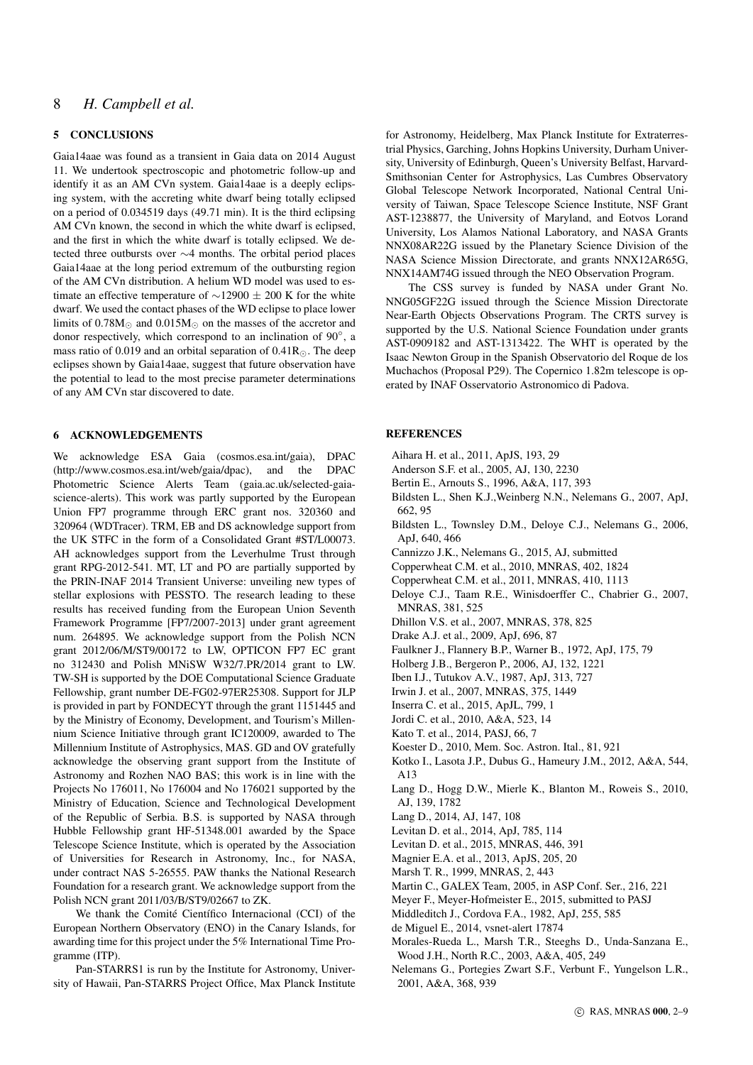## 5 CONCLUSIONS

Gaia14aae was found as a transient in Gaia data on 2014 August 11. We undertook spectroscopic and photometric follow-up and identify it as an AM CVn system. Gaia14aae is a deeply eclipsing system, with the accreting white dwarf being totally eclipsed on a period of 0.034519 days (49.71 min). It is the third eclipsing AM CVn known, the second in which the white dwarf is eclipsed, and the first in which the white dwarf is totally eclipsed. We detected three outbursts over $\sim$4 months. The orbital period places Gaia14aae at the long period extremum of the outbursting region of the AM CVn distribution. A helium WD model was used to estimate an effective temperature of $\sim$12900 $\pm$ 200 K for the white dwarf. We used the contact phases of the WD eclipse to place lower limits of 0.78M$_{\odot}$ and 0.015M$_{\odot}$ on the masses of the accretor and donor respectively, which correspond to an inclination of 90$^{\circ}$, a mass ratio of 0.019 and an orbital separation of 0.41R$_{\odot}$. The deep eclipses shown by Gaia14aae, suggest that future observation have the potential to lead to the most precise parameter determinations of any AM CVn star discovered to date.

## 6 ACKNOWLEDGEMENTS

We acknowledge ESA Gaia (cosmos.esa.int/gaia), DPAC (http://www.cosmos.esa.int/web/gaia/dpac), and the DPAC Photometric Science Alerts Team (gaia.ac.uk/selected-gaia-science-alerts). This work was partly supported by the European Union FP7 programme through ERC grant nos. 320360 and 320964 (WDTracer). TRM, EB and DS acknowledge support from the UK STFC in the form of a Consolidated Grant #ST/L00073. AH acknowledges support from the Leverhulme Trust through grant RPG-2012-541. MT, LT and PO are partially supported by the PRIN-INAF 2014 Transient Universe: unveiling new types of stellar explosions with PESSTO. The research leading to these results has received funding from the European Union Seventh Framework Programme [FP7/2007-2013] under grant agreement num. 264895. We acknowledge support from the Polish NCN grant 2012/06/M/ST9/00172 to LW, OPTICON FP7 EC grant no 312430 and Polish MNiSW W32/7.PR/2014 grant to LW. TW-SH is supported by the DOE Computational Science Graduate Fellowship, grant number DE-FG02-97ER25308. Support for JLP is provided in part by FONDECYT through the grant 1151445 and by the Ministry of Economy, Development, and Tourism's Millennium Science Initiative through grant IC120009, awarded to The Millennium Institute of Astrophysics, MAS. GD and OV gratefully acknowledge the observing grant support from the Institute of Astronomy and Rozhen NAO BAS; this work is in line with the Projects No 176011, No 176004 and No 176021 supported by the Ministry of Education, Science and Technological Development of the Republic of Serbia. B.S. is supported by NASA through Hubble Fellowship grant HF-51348.001 awarded by the Space Telescope Science Institute, which is operated by the Association of Universities for Research in Astronomy, Inc., for NASA, under contract NAS 5-26555. PAW thanks the National Research Foundation for a research grant. We acknowledge support from the Polish NCN grant 2011/03/B/ST9/02667 to ZK.

We thank the Comité Científico Internacional (CCI) of the European Northern Observatory (ENO) in the Canary Islands, for awarding time for this project under the 5% International Time Programme (ITP).

Pan-STARRS1 is run by the Institute for Astronomy, University of Hawaii, Pan-STARRS Project Office, Max Planck Institute for Astronomy, Heidelberg, Max Planck Institute for Extraterrestrial Physics, Garching, Johns Hopkins University, Durham University, University of Edinburgh, Queen's University Belfast, Harvard-Smithsonian Center for Astrophysics, Las Cumbres Observatory Global Telescope Network Incorporated, National Central University of Taiwan, Space Telescope Science Institute, NSF Grant AST-1238877, the University of Maryland, and Eotvos Lorand University, Los Alamos National Laboratory, and NASA Grants NNX08AR22G issued by the Planetary Science Division of the NASA Science Mission Directorate, and grants NNX12AR65G, NNX14AM74G issued through the NEO Observation Program.

The CSS survey is funded by NASA under Grant No. NNG05GF22G issued through the Science Mission Directorate Near-Earth Objects Observations Program. The CRTS survey is supported by the U.S. National Science Foundation under grants AST-0909182 and AST-1313422. The WHT is operated by the Isaac Newton Group in the Spanish Observatorio del Roque de los Muchachos (Proposal P29). The Copernico 1.82m telescope is operated by INAF Osservatorio Astronomico di Padova.

## REFERENCES

Aihara H. et al., 2011, ApJS, 193, 29

Anderson S.F. et al., 2005, AJ, 130, 2230

Bertin E., Arnouts S., 1996, A&A, 117, 393

Bildsten L., Shen K.J.,Weinberg N.N., Nelemans G., 2007, ApJ, 662, 95

Bildsten L., Townsley D.M., Deloye C.J., Nelemans G., 2006, ApJ, 640, 466

Cannizzo J.K., Nelemans G., 2015, AJ, submitted

Copperwheat C.M. et al., 2010, MNRAS, 402, 1824

Copperwheat C.M. et al., 2011, MNRAS, 410, 1113

Deloye C.J., Taam R.E., Winisdoerffer C., Chabrier G., 2007, MNRAS, 381, 525

Dhillon V.S. et al., 2007, MNRAS, 378, 825

Drake A.J. et al., 2009, ApJ, 696, 87

Faulkner J., Flannery B.P., Warner B., 1972, ApJ, 175, 79

Holberg J.B., Bergeron P., 2006, AJ, 132, 1221

Iben I.J., Tutukov A.V., 1987, ApJ, 313, 727

Irwin J. et al., 2007, MNRAS, 375, 1449

Inserra C. et al., 2015, ApJL, 799, 1

Jordi C. et al., 2010, A&A, 523, 14

Kato T. et al., 2014, PASJ, 66, 7

Koester D., 2010, Mem. Soc. Astron. Ital., 81, 921

Kotko I., Lasota J.P., Dubus G., Hameury J.M., 2012, A&A, 544, A13

Lang D., Hogg D.W., Mierle K., Blanton M., Roweis S., 2010, AJ, 139, 1782

Lang D., 2014, AJ, 147, 108

Levitan D. et al., 2014, ApJ, 785, 114

Levitan D. et al., 2015, MNRAS, 446, 391

Magnier E.A. et al., 2013, ApJS, 205, 20

Marsh T. R., 1999, MNRAS, 2, 443

Martin C., GALEX Team, 2005, in ASP Conf. Ser., 216, 221

Meyer F., Meyer-Hofmeister E., 2015, submitted to PASJ

Middleditch J., Cordova F.A., 1982, ApJ, 255, 585

de Miguel E., 2014, vsnet-alert 17874

Morales-Rueda L., Marsh T.R., Steeghs D., Unda-Sanzana E., Wood J.H., North R.C., 2003, A&A, 405, 249

Nelemans G., Portegies Zwart S.F., Verbunt F., Yungelson L.R., 2001, A&A, 368, 939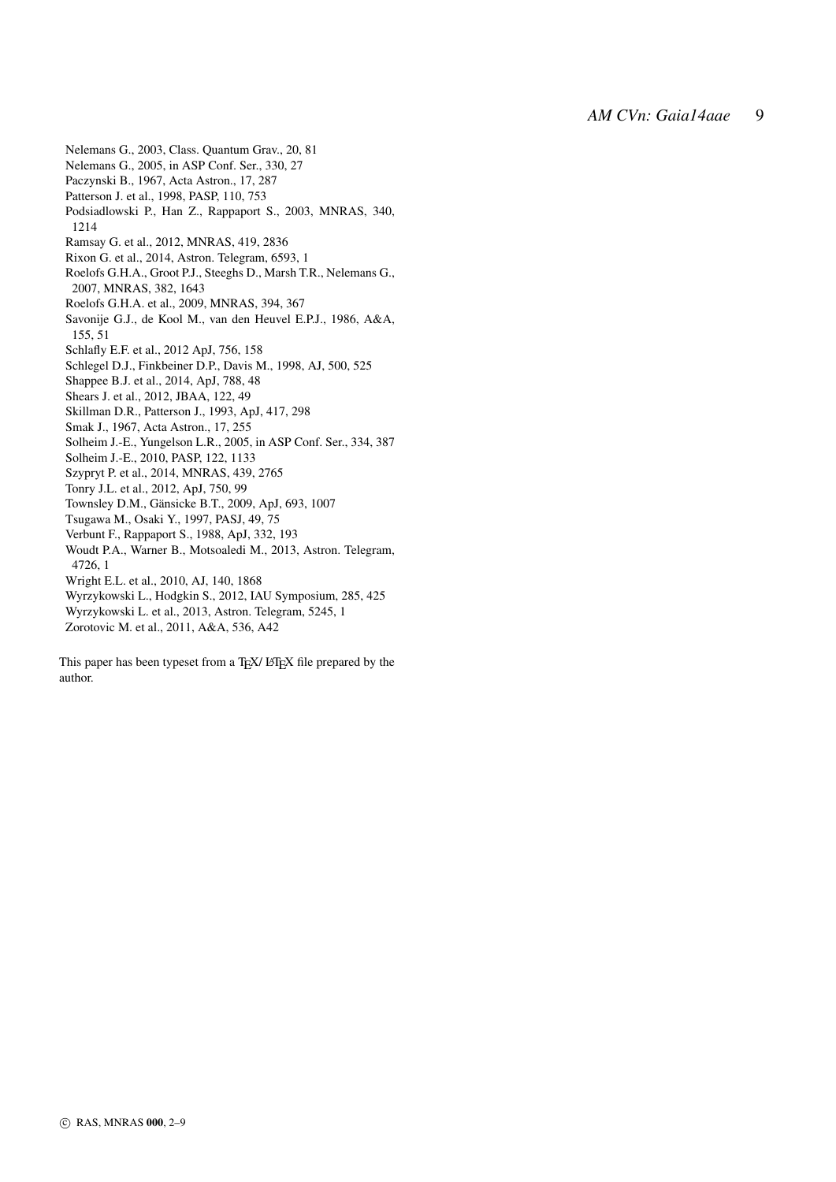Nelemans G., 2003, Class. Quantum Grav., 20, 81
Nelemans G., 2005, in ASP Conf. Ser., 330, 27
Paczynski B., 1967, Acta Astron., 17, 287
Patterson J. et al., 1998, PASP, 110, 753
Podsiadlowski P., Han Z., Rappaport S., 2003, MNRAS, 340, 1214
Ramsay G. et al., 2012, MNRAS, 419, 2836
Rixon G. et al., 2014, Astron. Telegram, 6593, 1
Roelofs G.H.A., Groot P.J., Steeghs D., Marsh T.R., Nelemans G., 2007, MNRAS, 382, 1643
Roelofs G.H.A. et al., 2009, MNRAS, 394, 367
Savonije G.J., de Kool M., van den Heuvel E.P.J., 1986, A&A, 155, 51
Schlafly E.F. et al., 2012 ApJ, 756, 158
Schlegel D.J., Finkbeiner D.P., Davis M., 1998, AJ, 500, 525
Shappee B.J. et al., 2014, ApJ, 788, 48
Shears J. et al., 2012, JBAA, 122, 49
Skillman D.R., Patterson J., 1993, ApJ, 417, 298
Smak J., 1967, Acta Astron., 17, 255
Solheim J.-E., Yungelson L.R., 2005, in ASP Conf. Ser., 334, 387
Solheim J.-E., 2010, PASP, 122, 1133
Szypryt P. et al., 2014, MNRAS, 439, 2765
Tonry J.L. et al., 2012, ApJ, 750, 99
Townsley D.M., Gänsicke B.T., 2009, ApJ, 693, 1007
Tsugawa M., Osaki Y., 1997, PASJ, 49, 75
Verbunt F., Rappaport S., 1988, ApJ, 332, 193
Woudt P.A., Warner B., Motsoaledi M., 2013, Astron. Telegram, 4726, 1
Wright E.L. et al., 2010, AJ, 140, 1868
Wyrzykowski L., Hodgkin S., 2012, IAU Symposium, 285, 425
Wyrzykowski L. et al., 2013, Astron. Telegram, 5245, 1
Zorotovic M. et al., 2011, A&A, 536, A42

This paper has been typeset from a TEX/ LATEX file prepared by the author.